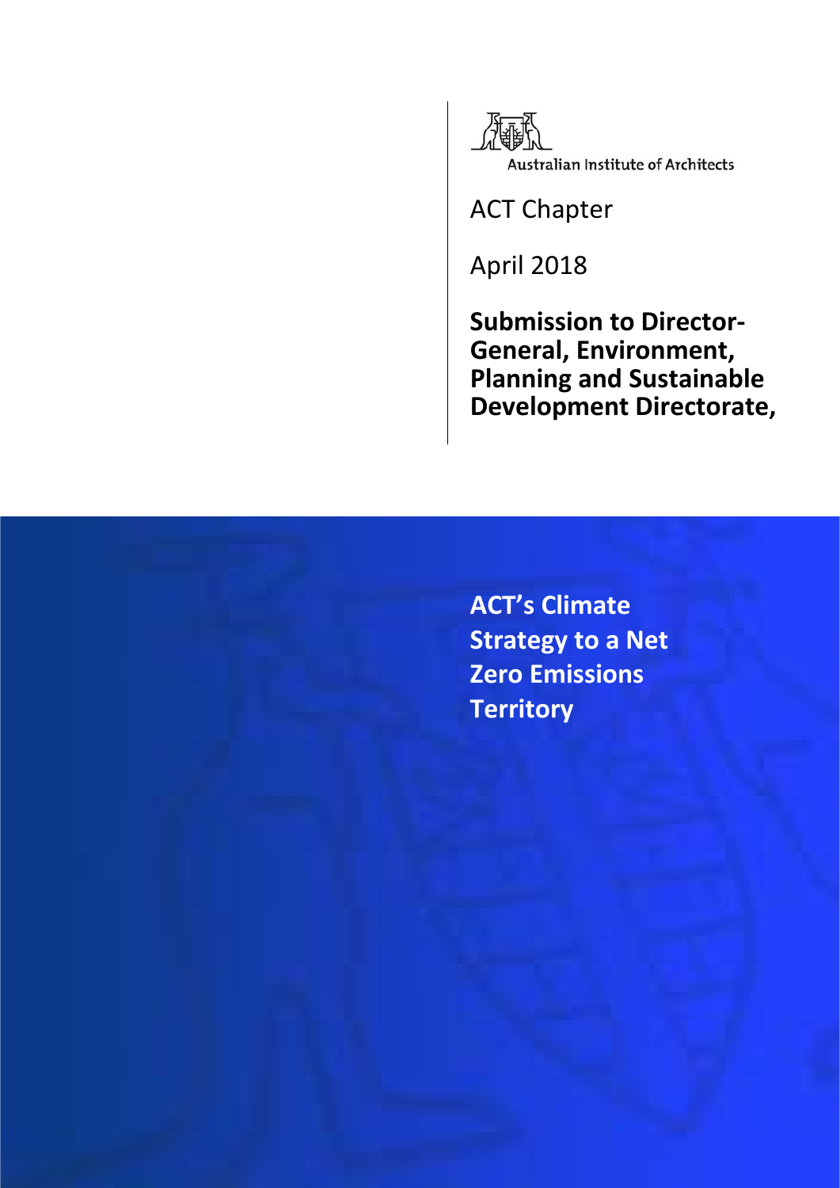Australian Institute of Architects

ACT Chapter

April 2018

**Submission to Director-General, Environment, Planning and Sustainable Development Directorate,**

# ACT's Climate Strategy to a Net Zero Emissions Territory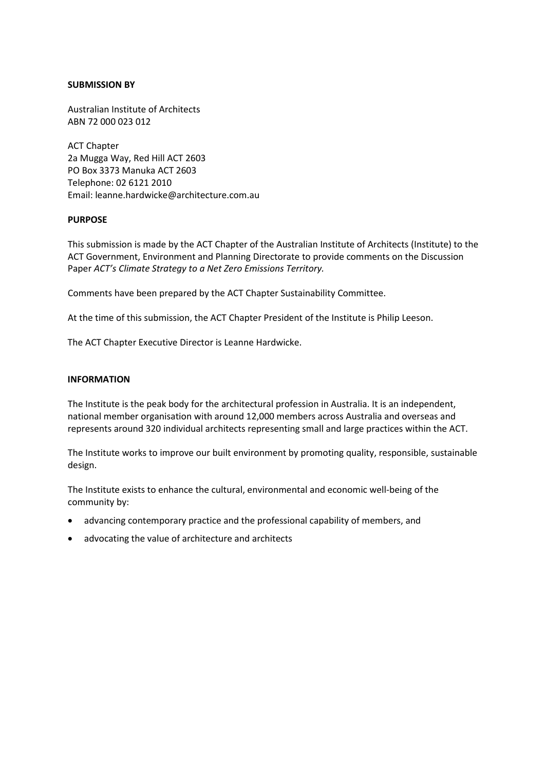**SUBMISSION BY**

Australian Institute of Architects
ABN 72 000 023 012

ACT Chapter
2a Mugga Way, Red Hill ACT 2603
PO Box 3373 Manuka ACT 2603
Telephone: 02 6121 2010
Email: leanne.hardwicke@architecture.com.au

**PURPOSE**

This submission is made by the ACT Chapter of the Australian Institute of Architects (Institute) to the ACT Government, Environment and Planning Directorate to provide comments on the Discussion Paper *ACT's Climate Strategy to a Net Zero Emissions Territory.*

Comments have been prepared by the ACT Chapter Sustainability Committee.

At the time of this submission, the ACT Chapter President of the Institute is Philip Leeson.

The ACT Chapter Executive Director is Leanne Hardwicke.

**INFORMATION**

The Institute is the peak body for the architectural profession in Australia. It is an independent, national member organisation with around 12,000 members across Australia and overseas and represents around 320 individual architects representing small and large practices within the ACT.

The Institute works to improve our built environment by promoting quality, responsible, sustainable design.

The Institute exists to enhance the cultural, environmental and economic well-being of the community by:

- advancing contemporary practice and the professional capability of members, and
- advocating the value of architecture and architects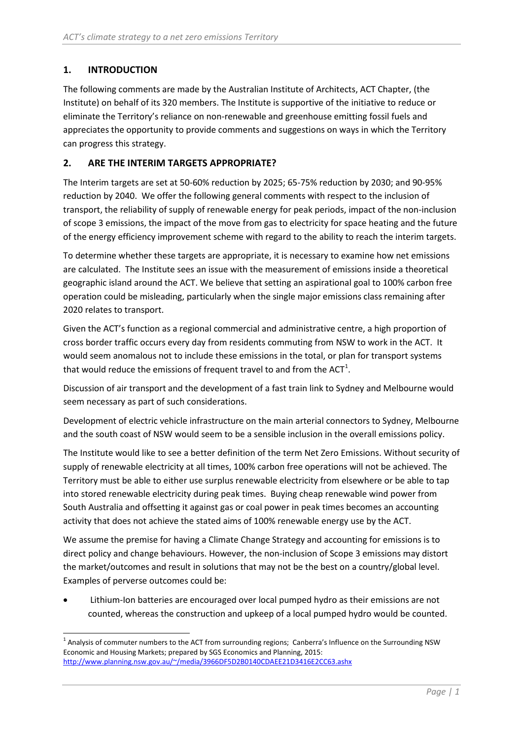## 1. INTRODUCTION

The following comments are made by the Australian Institute of Architects, ACT Chapter, (the Institute) on behalf of its 320 members. The Institute is supportive of the initiative to reduce or eliminate the Territory's reliance on non-renewable and greenhouse emitting fossil fuels and appreciates the opportunity to provide comments and suggestions on ways in which the Territory can progress this strategy.

## 2. ARE THE INTERIM TARGETS APPROPRIATE?

The Interim targets are set at 50-60% reduction by 2025; 65-75% reduction by 2030; and 90-95% reduction by 2040. We offer the following general comments with respect to the inclusion of transport, the reliability of supply of renewable energy for peak periods, impact of the non-inclusion of scope 3 emissions, the impact of the move from gas to electricity for space heating and the future of the energy efficiency improvement scheme with regard to the ability to reach the interim targets.

To determine whether these targets are appropriate, it is necessary to examine how net emissions are calculated. The Institute sees an issue with the measurement of emissions inside a theoretical geographic island around the ACT. We believe that setting an aspirational goal to 100% carbon free operation could be misleading, particularly when the single major emissions class remaining after 2020 relates to transport.

Given the ACT's function as a regional commercial and administrative centre, a high proportion of cross border traffic occurs every day from residents commuting from NSW to work in the ACT. It would seem anomalous not to include these emissions in the total, or plan for transport systems that would reduce the emissions of frequent travel to and from the ACT[1].

Discussion of air transport and the development of a fast train link to Sydney and Melbourne would seem necessary as part of such considerations.

Development of electric vehicle infrastructure on the main arterial connectors to Sydney, Melbourne and the south coast of NSW would seem to be a sensible inclusion in the overall emissions policy.

The Institute would like to see a better definition of the term Net Zero Emissions. Without security of supply of renewable electricity at all times, 100% carbon free operations will not be achieved. The Territory must be able to either use surplus renewable electricity from elsewhere or be able to tap into stored renewable electricity during peak times. Buying cheap renewable wind power from South Australia and offsetting it against gas or coal power in peak times becomes an accounting activity that does not achieve the stated aims of 100% renewable energy use by the ACT.

We assume the premise for having a Climate Change Strategy and accounting for emissions is to direct policy and change behaviours. However, the non-inclusion of Scope 3 emissions may distort the market/outcomes and result in solutions that may not be the best on a country/global level. Examples of perverse outcomes could be:

- Lithium-Ion batteries are encouraged over local pumped hydro as their emissions are not counted, whereas the construction and upkeep of a local pumped hydro would be counted.

[1] Analysis of commuter numbers to the ACT from surrounding regions; Canberra's Influence on the Surrounding NSW Economic and Housing Markets; prepared by SGS Economics and Planning, 2015: http://www.planning.nsw.gov.au/~/media/3966DF5D2B0140CDAEE21D3416E2CC63.ashx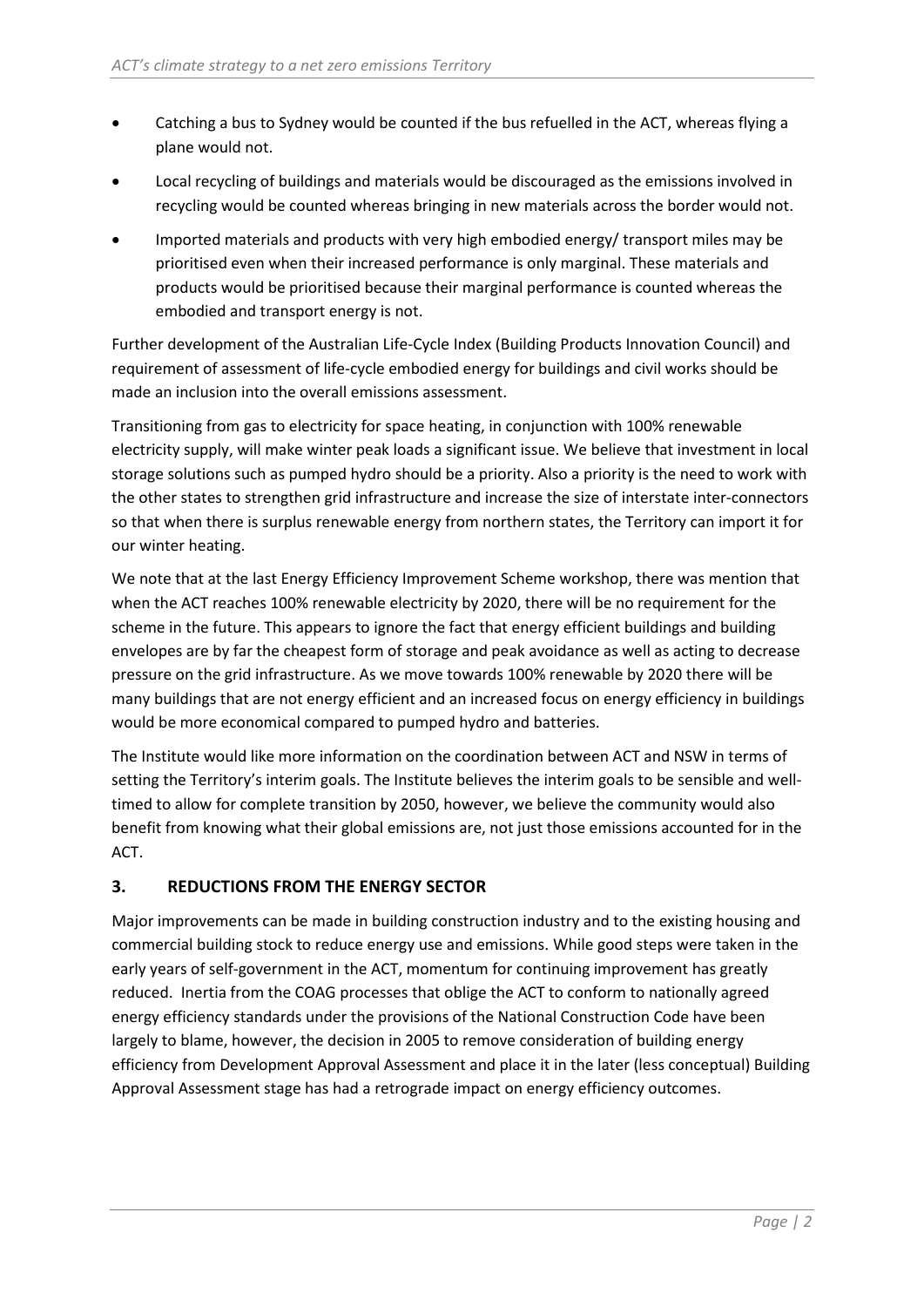- Catching a bus to Sydney would be counted if the bus refuelled in the ACT, whereas flying a plane would not.
- Local recycling of buildings and materials would be discouraged as the emissions involved in recycling would be counted whereas bringing in new materials across the border would not.
- Imported materials and products with very high embodied energy/ transport miles may be prioritised even when their increased performance is only marginal. These materials and products would be prioritised because their marginal performance is counted whereas the embodied and transport energy is not.

Further development of the Australian Life-Cycle Index (Building Products Innovation Council) and requirement of assessment of life-cycle embodied energy for buildings and civil works should be made an inclusion into the overall emissions assessment.

Transitioning from gas to electricity for space heating, in conjunction with 100% renewable electricity supply, will make winter peak loads a significant issue. We believe that investment in local storage solutions such as pumped hydro should be a priority. Also a priority is the need to work with the other states to strengthen grid infrastructure and increase the size of interstate inter-connectors so that when there is surplus renewable energy from northern states, the Territory can import it for our winter heating.

We note that at the last Energy Efficiency Improvement Scheme workshop, there was mention that when the ACT reaches 100% renewable electricity by 2020, there will be no requirement for the scheme in the future. This appears to ignore the fact that energy efficient buildings and building envelopes are by far the cheapest form of storage and peak avoidance as well as acting to decrease pressure on the grid infrastructure. As we move towards 100% renewable by 2020 there will be many buildings that are not energy efficient and an increased focus on energy efficiency in buildings would be more economical compared to pumped hydro and batteries.

The Institute would like more information on the coordination between ACT and NSW in terms of setting the Territory's interim goals. The Institute believes the interim goals to be sensible and well-timed to allow for complete transition by 2050, however, we believe the community would also benefit from knowing what their global emissions are, not just those emissions accounted for in the ACT.

## 3. REDUCTIONS FROM THE ENERGY SECTOR

Major improvements can be made in building construction industry and to the existing housing and commercial building stock to reduce energy use and emissions. While good steps were taken in the early years of self-government in the ACT, momentum for continuing improvement has greatly reduced. Inertia from the COAG processes that oblige the ACT to conform to nationally agreed energy efficiency standards under the provisions of the National Construction Code have been largely to blame, however, the decision in 2005 to remove consideration of building energy efficiency from Development Approval Assessment and place it in the later (less conceptual) Building Approval Assessment stage has had a retrograde impact on energy efficiency outcomes.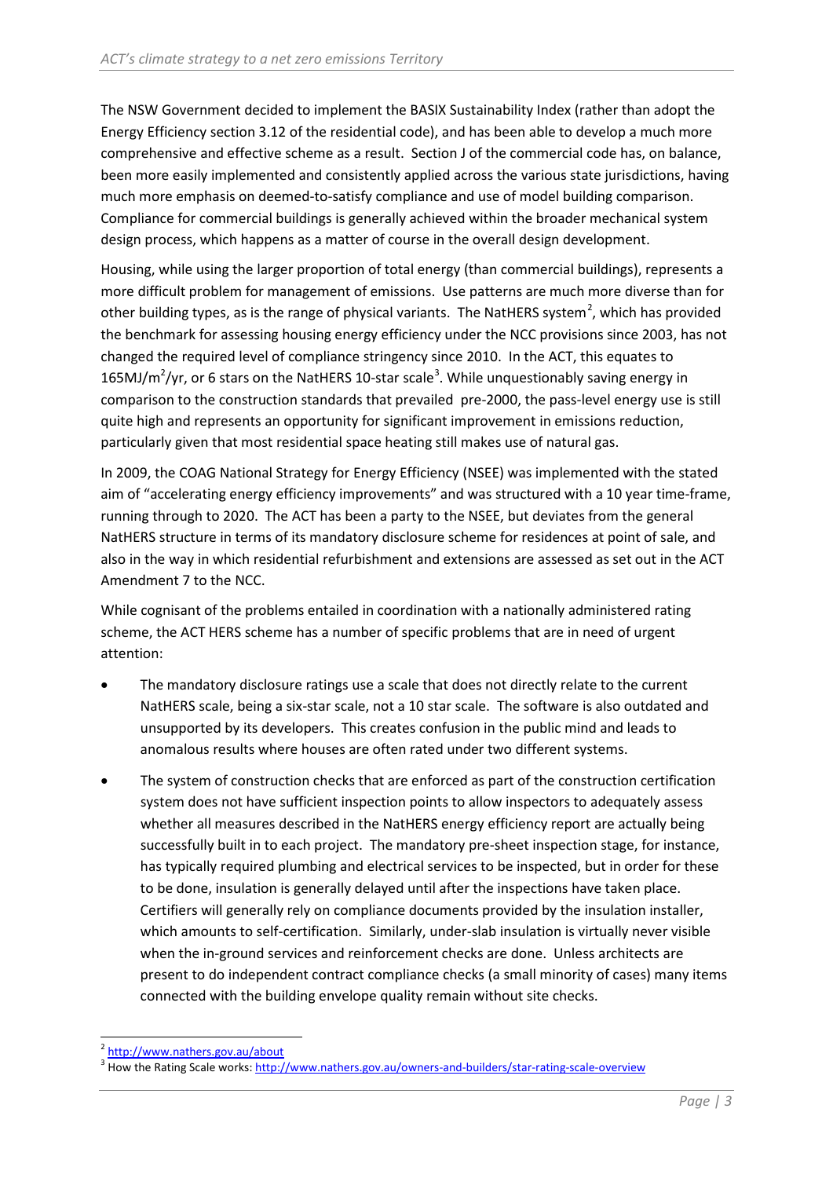The NSW Government decided to implement the BASIX Sustainability Index (rather than adopt the Energy Efficiency section 3.12 of the residential code), and has been able to develop a much more comprehensive and effective scheme as a result. Section J of the commercial code has, on balance, been more easily implemented and consistently applied across the various state jurisdictions, having much more emphasis on deemed-to-satisfy compliance and use of model building comparison. Compliance for commercial buildings is generally achieved within the broader mechanical system design process, which happens as a matter of course in the overall design development.

Housing, while using the larger proportion of total energy (than commercial buildings), represents a more difficult problem for management of emissions. Use patterns are much more diverse than for other building types, as is the range of physical variants. The NatHERS system[2], which has provided the benchmark for assessing housing energy efficiency under the NCC provisions since 2003, has not changed the required level of compliance stringency since 2010. In the ACT, this equates to 165MJ/m$^2$/yr, or 6 stars on the NatHERS 10-star scale[3]. While unquestionably saving energy in comparison to the construction standards that prevailed pre-2000, the pass-level energy use is still quite high and represents an opportunity for significant improvement in emissions reduction, particularly given that most residential space heating still makes use of natural gas.

In 2009, the COAG National Strategy for Energy Efficiency (NSEE) was implemented with the stated aim of "accelerating energy efficiency improvements" and was structured with a 10 year time-frame, running through to 2020. The ACT has been a party to the NSEE, but deviates from the general NatHERS structure in terms of its mandatory disclosure scheme for residences at point of sale, and also in the way in which residential refurbishment and extensions are assessed as set out in the ACT Amendment 7 to the NCC.

While cognisant of the problems entailed in coordination with a nationally administered rating scheme, the ACT HERS scheme has a number of specific problems that are in need of urgent attention:

- The mandatory disclosure ratings use a scale that does not directly relate to the current NatHERS scale, being a six-star scale, not a 10 star scale. The software is also outdated and unsupported by its developers. This creates confusion in the public mind and leads to anomalous results where houses are often rated under two different systems.
- The system of construction checks that are enforced as part of the construction certification system does not have sufficient inspection points to allow inspectors to adequately assess whether all measures described in the NatHERS energy efficiency report are actually being successfully built in to each project. The mandatory pre-sheet inspection stage, for instance, has typically required plumbing and electrical services to be inspected, but in order for these to be done, insulation is generally delayed until after the inspections have taken place. Certifiers will generally rely on compliance documents provided by the insulation installer, which amounts to self-certification. Similarly, under-slab insulation is virtually never visible when the in-ground services and reinforcement checks are done. Unless architects are present to do independent contract compliance checks (a small minority of cases) many items connected with the building envelope quality remain without site checks.

---

[2] http://www.nathers.gov.au/about

[3] How the Rating Scale works: http://www.nathers.gov.au/owners-and-builders/star-rating-scale-overview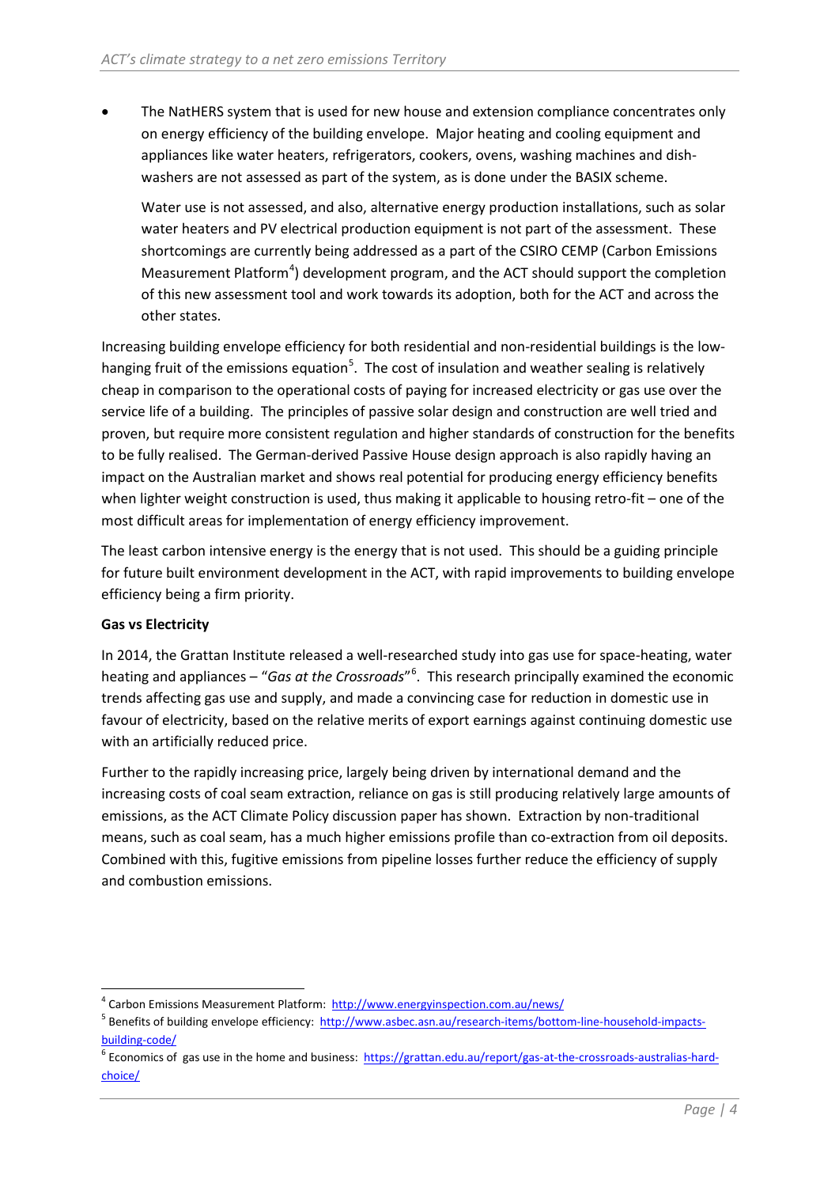- The NatHERS system that is used for new house and extension compliance concentrates only on energy efficiency of the building envelope. Major heating and cooling equipment and appliances like water heaters, refrigerators, cookers, ovens, washing machines and dish-washers are not assessed as part of the system, as is done under the BASIX scheme.

  Water use is not assessed, and also, alternative energy production installations, such as solar water heaters and PV electrical production equipment is not part of the assessment. These shortcomings are currently being addressed as a part of the CSIRO CEMP (Carbon Emissions Measurement Platform[4]) development program, and the ACT should support the completion of this new assessment tool and work towards its adoption, both for the ACT and across the other states.

Increasing building envelope efficiency for both residential and non-residential buildings is the low-hanging fruit of the emissions equation[5]. The cost of insulation and weather sealing is relatively cheap in comparison to the operational costs of paying for increased electricity or gas use over the service life of a building. The principles of passive solar design and construction are well tried and proven, but require more consistent regulation and higher standards of construction for the benefits to be fully realised. The German-derived Passive House design approach is also rapidly having an impact on the Australian market and shows real potential for producing energy efficiency benefits when lighter weight construction is used, thus making it applicable to housing retro-fit – one of the most difficult areas for implementation of energy efficiency improvement.

The least carbon intensive energy is the energy that is not used. This should be a guiding principle for future built environment development in the ACT, with rapid improvements to building envelope efficiency being a firm priority.

**Gas vs Electricity**

In 2014, the Grattan Institute released a well-researched study into gas use for space-heating, water heating and appliances – "*Gas at the Crossroads*"[6]. This research principally examined the economic trends affecting gas use and supply, and made a convincing case for reduction in domestic use in favour of electricity, based on the relative merits of export earnings against continuing domestic use with an artificially reduced price.

Further to the rapidly increasing price, largely being driven by international demand and the increasing costs of coal seam extraction, reliance on gas is still producing relatively large amounts of emissions, as the ACT Climate Policy discussion paper has shown. Extraction by non-traditional means, such as coal seam, has a much higher emissions profile than co-extraction from oil deposits. Combined with this, fugitive emissions from pipeline losses further reduce the efficiency of supply and combustion emissions.

---

[4] Carbon Emissions Measurement Platform: http://www.energyinspection.com.au/news/

[5] Benefits of building envelope efficiency: http://www.asbec.asn.au/research-items/bottom-line-household-impacts-building-code/

[6] Economics of gas use in the home and business: https://grattan.edu.au/report/gas-at-the-crossroads-australias-hard-choice/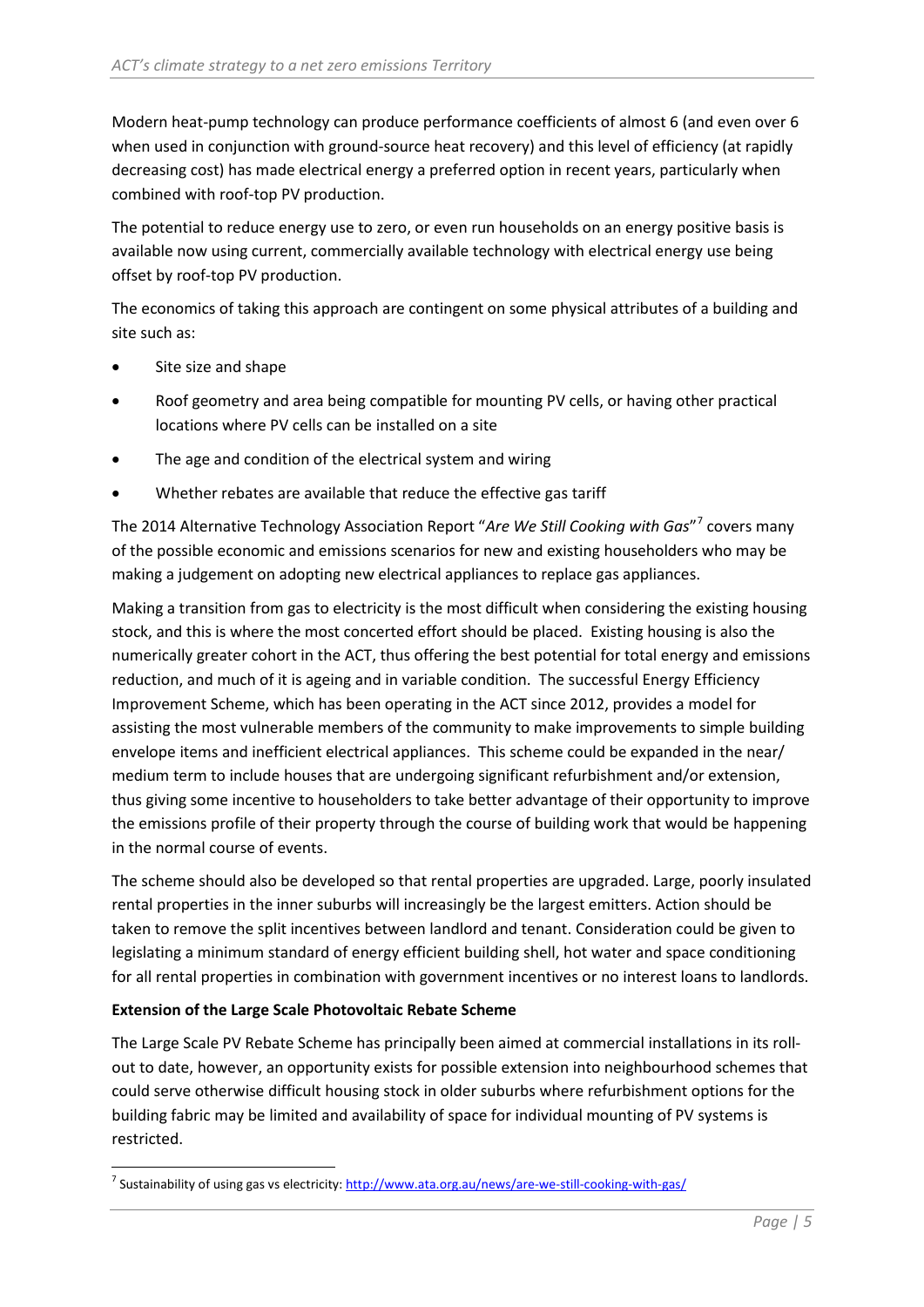Modern heat-pump technology can produce performance coefficients of almost 6 (and even over 6 when used in conjunction with ground-source heat recovery) and this level of efficiency (at rapidly decreasing cost) has made electrical energy a preferred option in recent years, particularly when combined with roof-top PV production.

The potential to reduce energy use to zero, or even run households on an energy positive basis is available now using current, commercially available technology with electrical energy use being offset by roof-top PV production.

The economics of taking this approach are contingent on some physical attributes of a building and site such as:

- Site size and shape
- Roof geometry and area being compatible for mounting PV cells, or having other practical locations where PV cells can be installed on a site
- The age and condition of the electrical system and wiring
- Whether rebates are available that reduce the effective gas tariff

The 2014 Alternative Technology Association Report "*Are We Still Cooking with Gas*"[7] covers many of the possible economic and emissions scenarios for new and existing householders who may be making a judgement on adopting new electrical appliances to replace gas appliances.

Making a transition from gas to electricity is the most difficult when considering the existing housing stock, and this is where the most concerted effort should be placed. Existing housing is also the numerically greater cohort in the ACT, thus offering the best potential for total energy and emissions reduction, and much of it is ageing and in variable condition. The successful Energy Efficiency Improvement Scheme, which has been operating in the ACT since 2012, provides a model for assisting the most vulnerable members of the community to make improvements to simple building envelope items and inefficient electrical appliances. This scheme could be expanded in the near/ medium term to include houses that are undergoing significant refurbishment and/or extension, thus giving some incentive to householders to take better advantage of their opportunity to improve the emissions profile of their property through the course of building work that would be happening in the normal course of events.

The scheme should also be developed so that rental properties are upgraded. Large, poorly insulated rental properties in the inner suburbs will increasingly be the largest emitters. Action should be taken to remove the split incentives between landlord and tenant. Consideration could be given to legislating a minimum standard of energy efficient building shell, hot water and space conditioning for all rental properties in combination with government incentives or no interest loans to landlords.

**Extension of the Large Scale Photovoltaic Rebate Scheme**

The Large Scale PV Rebate Scheme has principally been aimed at commercial installations in its roll-out to date, however, an opportunity exists for possible extension into neighbourhood schemes that could serve otherwise difficult housing stock in older suburbs where refurbishment options for the building fabric may be limited and availability of space for individual mounting of PV systems is restricted.

[7] Sustainability of using gas vs electricity: http://www.ata.org.au/news/are-we-still-cooking-with-gas/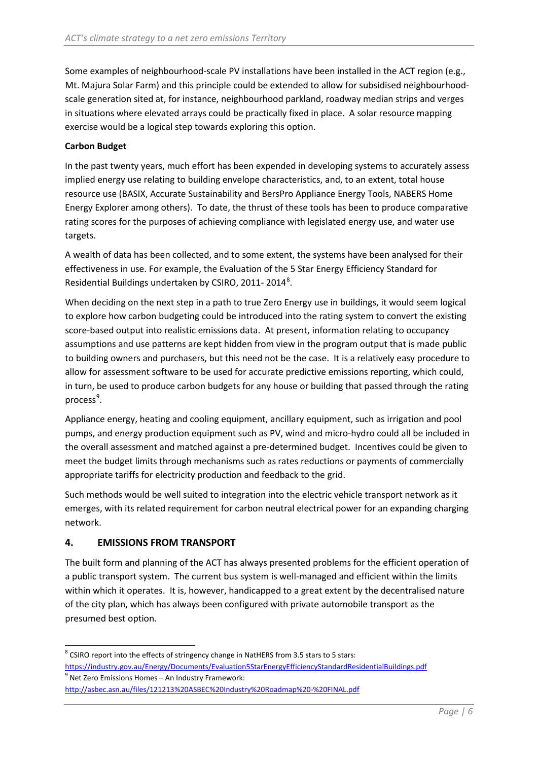Some examples of neighbourhood-scale PV installations have been installed in the ACT region (e.g., Mt. Majura Solar Farm) and this principle could be extended to allow for subsidised neighbourhood-scale generation sited at, for instance, neighbourhood parkland, roadway median strips and verges in situations where elevated arrays could be practically fixed in place. A solar resource mapping exercise would be a logical step towards exploring this option.

**Carbon Budget**

In the past twenty years, much effort has been expended in developing systems to accurately assess implied energy use relating to building envelope characteristics, and, to an extent, total house resource use (BASIX, Accurate Sustainability and BersPro Appliance Energy Tools, NABERS Home Energy Explorer among others). To date, the thrust of these tools has been to produce comparative rating scores for the purposes of achieving compliance with legislated energy use, and water use targets.

A wealth of data has been collected, and to some extent, the systems have been analysed for their effectiveness in use. For example, the Evaluation of the 5 Star Energy Efficiency Standard for Residential Buildings undertaken by CSIRO, 2011- 2014[8].

When deciding on the next step in a path to true Zero Energy use in buildings, it would seem logical to explore how carbon budgeting could be introduced into the rating system to convert the existing score-based output into realistic emissions data. At present, information relating to occupancy assumptions and use patterns are kept hidden from view in the program output that is made public to building owners and purchasers, but this need not be the case. It is a relatively easy procedure to allow for assessment software to be used for accurate predictive emissions reporting, which could, in turn, be used to produce carbon budgets for any house or building that passed through the rating process[9].

Appliance energy, heating and cooling equipment, ancillary equipment, such as irrigation and pool pumps, and energy production equipment such as PV, wind and micro-hydro could all be included in the overall assessment and matched against a pre-determined budget. Incentives could be given to meet the budget limits through mechanisms such as rates reductions or payments of commercially appropriate tariffs for electricity production and feedback to the grid.

Such methods would be well suited to integration into the electric vehicle transport network as it emerges, with its related requirement for carbon neutral electrical power for an expanding charging network.

## 4. EMISSIONS FROM TRANSPORT

The built form and planning of the ACT has always presented problems for the efficient operation of a public transport system. The current bus system is well-managed and efficient within the limits within which it operates. It is, however, handicapped to a great extent by the decentralised nature of the city plan, which has always been configured with private automobile transport as the presumed best option.

---

[8] CSIRO report into the effects of stringency change in NatHERS from 3.5 stars to 5 stars: https://industry.gov.au/Energy/Documents/Evaluation5StarEnergyEfficiencyStandardResidentialBuildings.pdf

[9] Net Zero Emissions Homes – An Industry Framework: http://asbec.asn.au/files/121213%20ASBEC%20Industry%20Roadmap%20-%20FINAL.pdf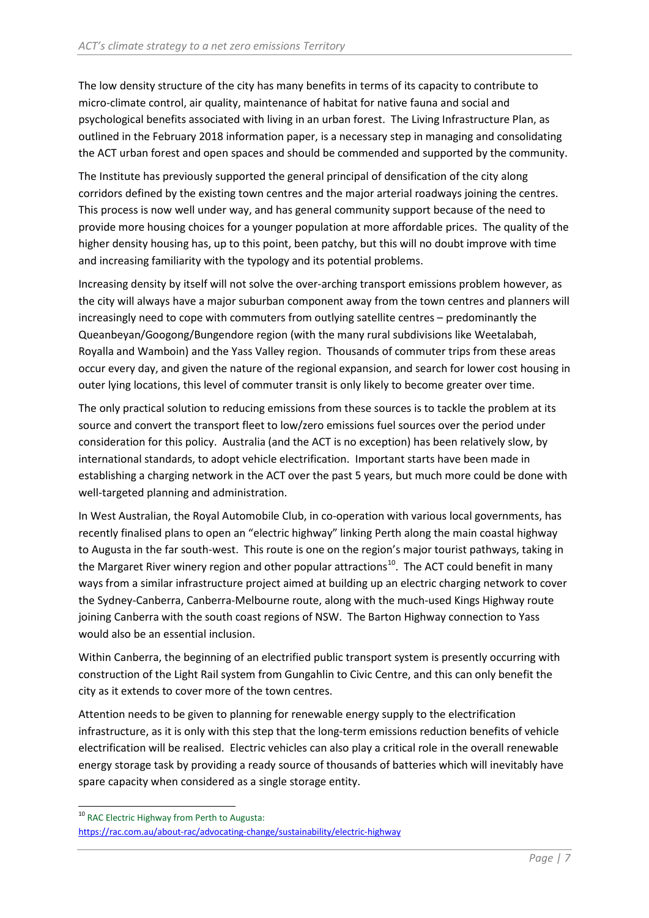The low density structure of the city has many benefits in terms of its capacity to contribute to micro-climate control, air quality, maintenance of habitat for native fauna and social and psychological benefits associated with living in an urban forest. The Living Infrastructure Plan, as outlined in the February 2018 information paper, is a necessary step in managing and consolidating the ACT urban forest and open spaces and should be commended and supported by the community.

The Institute has previously supported the general principal of densification of the city along corridors defined by the existing town centres and the major arterial roadways joining the centres. This process is now well under way, and has general community support because of the need to provide more housing choices for a younger population at more affordable prices. The quality of the higher density housing has, up to this point, been patchy, but this will no doubt improve with time and increasing familiarity with the typology and its potential problems.

Increasing density by itself will not solve the over-arching transport emissions problem however, as the city will always have a major suburban component away from the town centres and planners will increasingly need to cope with commuters from outlying satellite centres – predominantly the Queanbeyan/Googong/Bungendore region (with the many rural subdivisions like Weetalabah, Royalla and Wamboin) and the Yass Valley region. Thousands of commuter trips from these areas occur every day, and given the nature of the regional expansion, and search for lower cost housing in outer lying locations, this level of commuter transit is only likely to become greater over time.

The only practical solution to reducing emissions from these sources is to tackle the problem at its source and convert the transport fleet to low/zero emissions fuel sources over the period under consideration for this policy. Australia (and the ACT is no exception) has been relatively slow, by international standards, to adopt vehicle electrification. Important starts have been made in establishing a charging network in the ACT over the past 5 years, but much more could be done with well-targeted planning and administration.

In West Australian, the Royal Automobile Club, in co-operation with various local governments, has recently finalised plans to open an "electric highway" linking Perth along the main coastal highway to Augusta in the far south-west. This route is one on the region's major tourist pathways, taking in the Margaret River winery region and other popular attractions[10]. The ACT could benefit in many ways from a similar infrastructure project aimed at building up an electric charging network to cover the Sydney-Canberra, Canberra-Melbourne route, along with the much-used Kings Highway route joining Canberra with the south coast regions of NSW. The Barton Highway connection to Yass would also be an essential inclusion.

Within Canberra, the beginning of an electrified public transport system is presently occurring with construction of the Light Rail system from Gungahlin to Civic Centre, and this can only benefit the city as it extends to cover more of the town centres.

Attention needs to be given to planning for renewable energy supply to the electrification infrastructure, as it is only with this step that the long-term emissions reduction benefits of vehicle electrification will be realised. Electric vehicles can also play a critical role in the overall renewable energy storage task by providing a ready source of thousands of batteries which will inevitably have spare capacity when considered as a single storage entity.

---

[10] RAC Electric Highway from Perth to Augusta: https://rac.com.au/about-rac/advocating-change/sustainability/electric-highway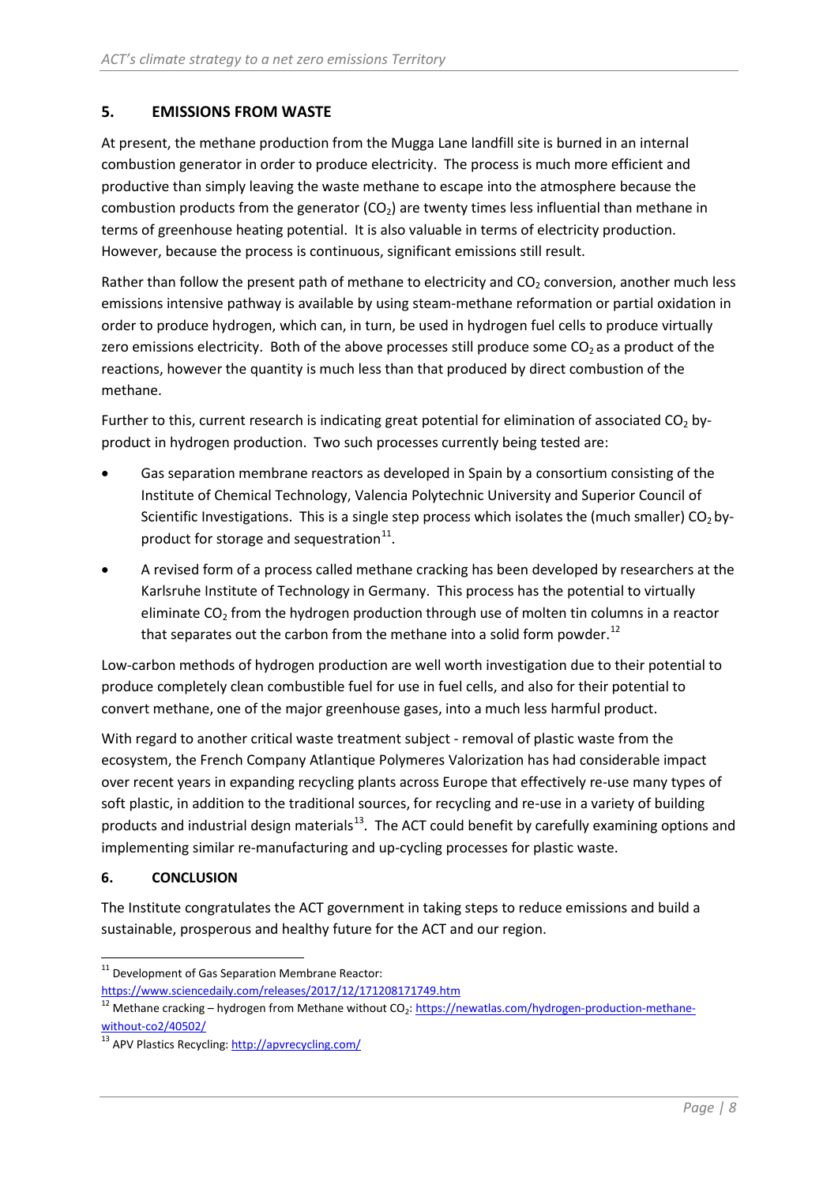## 5. EMISSIONS FROM WASTE

At present, the methane production from the Mugga Lane landfill site is burned in an internal combustion generator in order to produce electricity. The process is much more efficient and productive than simply leaving the waste methane to escape into the atmosphere because the combustion products from the generator ($CO_2$) are twenty times less influential than methane in terms of greenhouse heating potential. It is also valuable in terms of electricity production. However, because the process is continuous, significant emissions still result.

Rather than follow the present path of methane to electricity and $CO_2$ conversion, another much less emissions intensive pathway is available by using steam-methane reformation or partial oxidation in order to produce hydrogen, which can, in turn, be used in hydrogen fuel cells to produce virtually zero emissions electricity. Both of the above processes still produce some $CO_2$ as a product of the reactions, however the quantity is much less than that produced by direct combustion of the methane.

Further to this, current research is indicating great potential for elimination of associated $CO_2$ by-product in hydrogen production. Two such processes currently being tested are:

- Gas separation membrane reactors as developed in Spain by a consortium consisting of the Institute of Chemical Technology, Valencia Polytechnic University and Superior Council of Scientific Investigations. This is a single step process which isolates the (much smaller) $CO_2$ by-product for storage and sequestration[11].
- A revised form of a process called methane cracking has been developed by researchers at the Karlsruhe Institute of Technology in Germany. This process has the potential to virtually eliminate $CO_2$ from the hydrogen production through use of molten tin columns in a reactor that separates out the carbon from the methane into a solid form powder.[12]

Low-carbon methods of hydrogen production are well worth investigation due to their potential to produce completely clean combustible fuel for use in fuel cells, and also for their potential to convert methane, one of the major greenhouse gases, into a much less harmful product.

With regard to another critical waste treatment subject - removal of plastic waste from the ecosystem, the French Company Atlantique Polymeres Valorization has had considerable impact over recent years in expanding recycling plants across Europe that effectively re-use many types of soft plastic, in addition to the traditional sources, for recycling and re-use in a variety of building products and industrial design materials[13]. The ACT could benefit by carefully examining options and implementing similar re-manufacturing and up-cycling processes for plastic waste.

## 6. CONCLUSION

The Institute congratulates the ACT government in taking steps to reduce emissions and build a sustainable, prosperous and healthy future for the ACT and our region.

---

[11] Development of Gas Separation Membrane Reactor: https://www.sciencedaily.com/releases/2017/12/171208171749.htm

[12] Methane cracking – hydrogen from Methane without $CO_2$: https://newatlas.com/hydrogen-production-methane-without-co2/40502/

[13] APV Plastics Recycling: http://apvrecycling.com/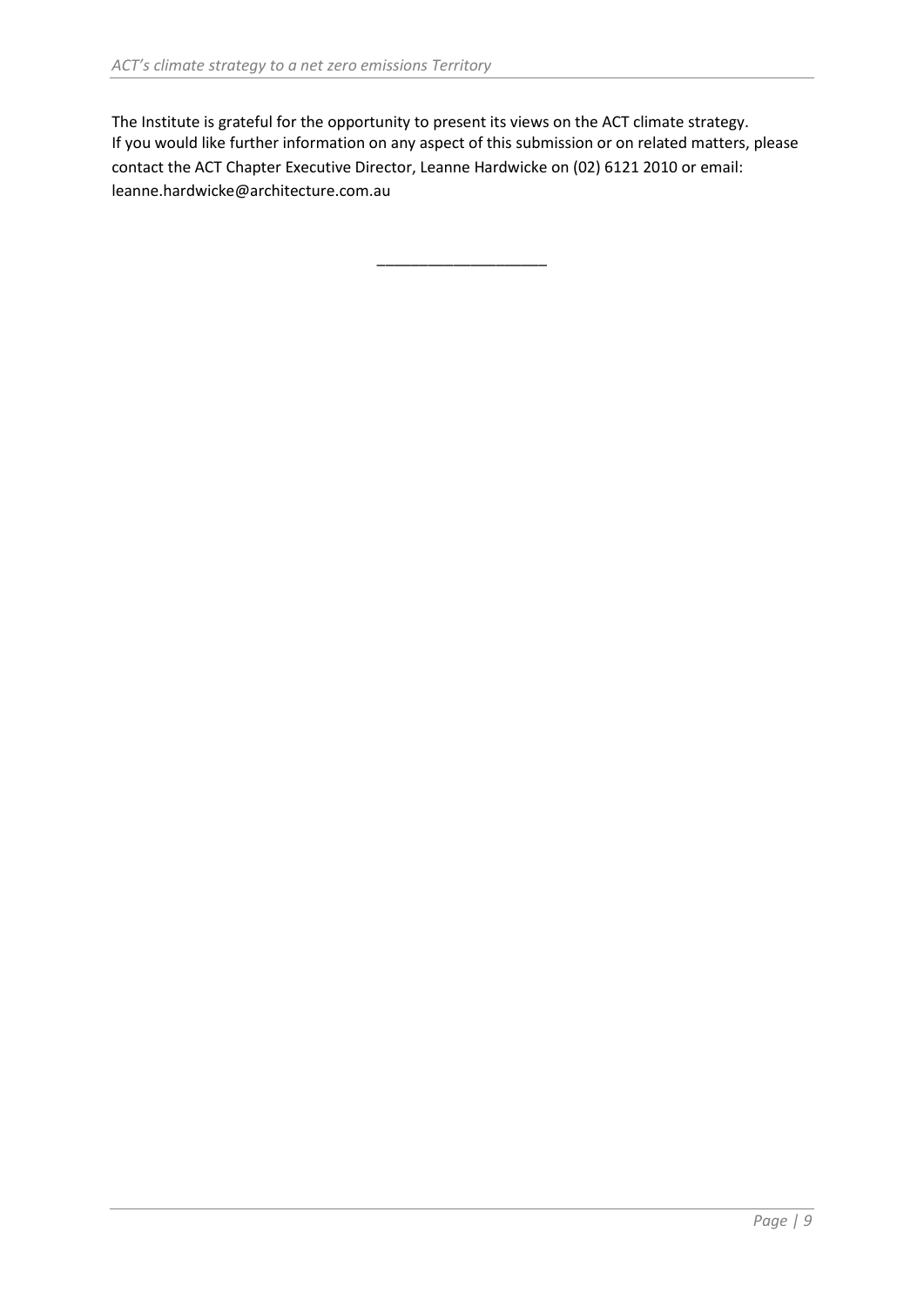The Institute is grateful for the opportunity to present its views on the ACT climate strategy.
If you would like further information on any aspect of this submission or on related matters, please contact the ACT Chapter Executive Director, Leanne Hardwicke on (02) 6121 2010 or email: leanne.hardwicke@architecture.com.au

____________________